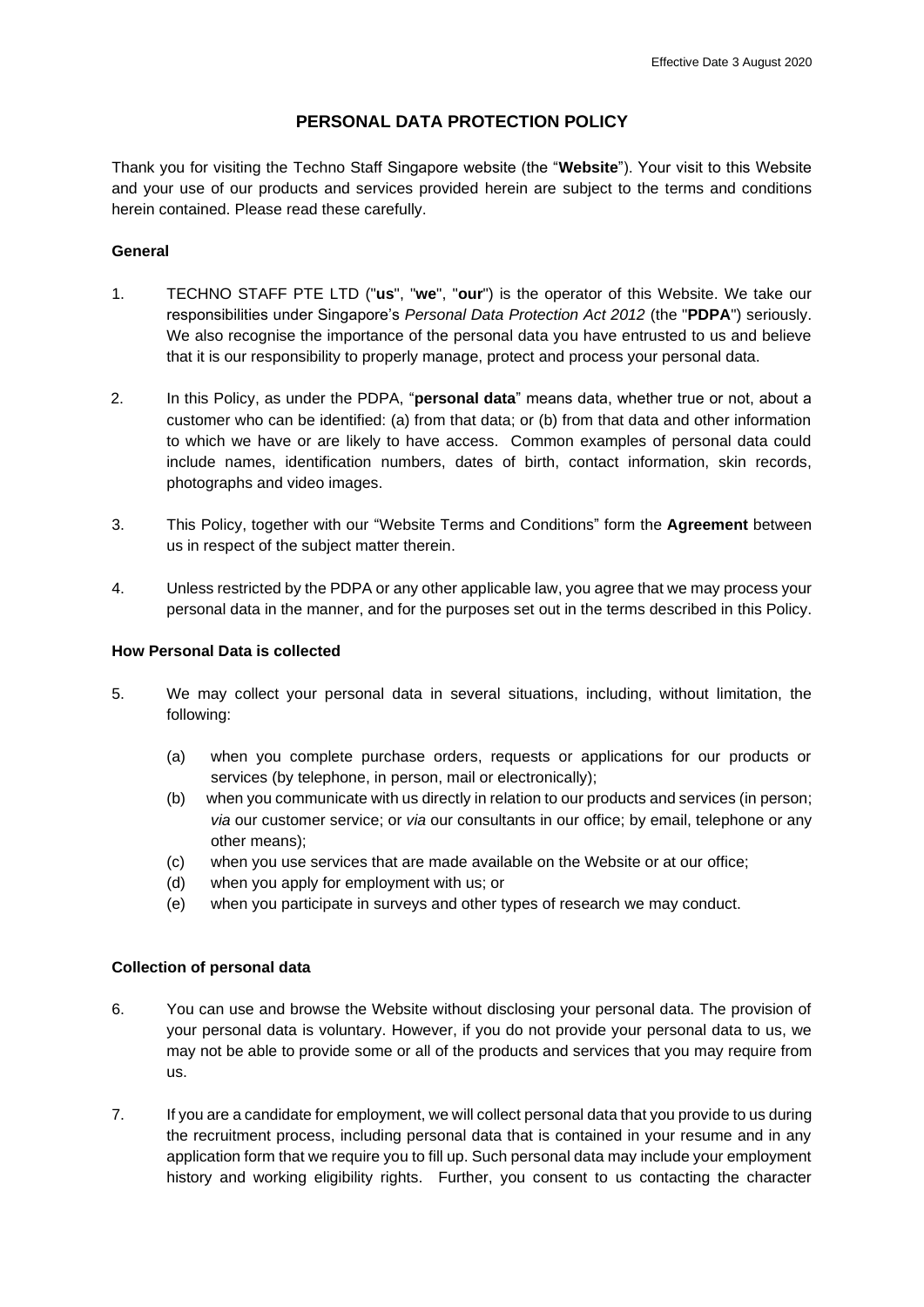Effective Date 3 August 2020

# PERSONAL DATA PROTECTION POLICY

Thank you for visiting the Techno Staff Singapore website (the "**Website**"). Your visit to this Website and your use of our products and services provided herein are subject to the terms and conditions herein contained. Please read these carefully.

**General**

1. TECHNO STAFF PTE LTD ("**us**", "**we**", "**our**") is the operator of this Website. We take our responsibilities under Singapore's *Personal Data Protection Act 2012* (the "**PDPA**") seriously. We also recognise the importance of the personal data you have entrusted to us and believe that it is our responsibility to properly manage, protect and process your personal data.

2. In this Policy, as under the PDPA, "**personal data**" means data, whether true or not, about a customer who can be identified: (a) from that data; or (b) from that data and other information to which we have or are likely to have access. Common examples of personal data could include names, identification numbers, dates of birth, contact information, skin records, photographs and video images.

3. This Policy, together with our "Website Terms and Conditions" form the **Agreement** between us in respect of the subject matter therein.

4. Unless restricted by the PDPA or any other applicable law, you agree that we may process your personal data in the manner, and for the purposes set out in the terms described in this Policy.

**How Personal Data is collected**

5. We may collect your personal data in several situations, including, without limitation, the following:

   (a) when you complete purchase orders, requests or applications for our products or services (by telephone, in person, mail or electronically);
   (b) when you communicate with us directly in relation to our products and services (in person; *via* our customer service; or *via* our consultants in our office; by email, telephone or any other means);
   (c) when you use services that are made available on the Website or at our office;
   (d) when you apply for employment with us; or
   (e) when you participate in surveys and other types of research we may conduct.

**Collection of personal data**

6. You can use and browse the Website without disclosing your personal data. The provision of your personal data is voluntary. However, if you do not provide your personal data to us, we may not be able to provide some or all of the products and services that you may require from us.

7. If you are a candidate for employment, we will collect personal data that you provide to us during the recruitment process, including personal data that is contained in your resume and in any application form that we require you to fill up. Such personal data may include your employment history and working eligibility rights. Further, you consent to us contacting the character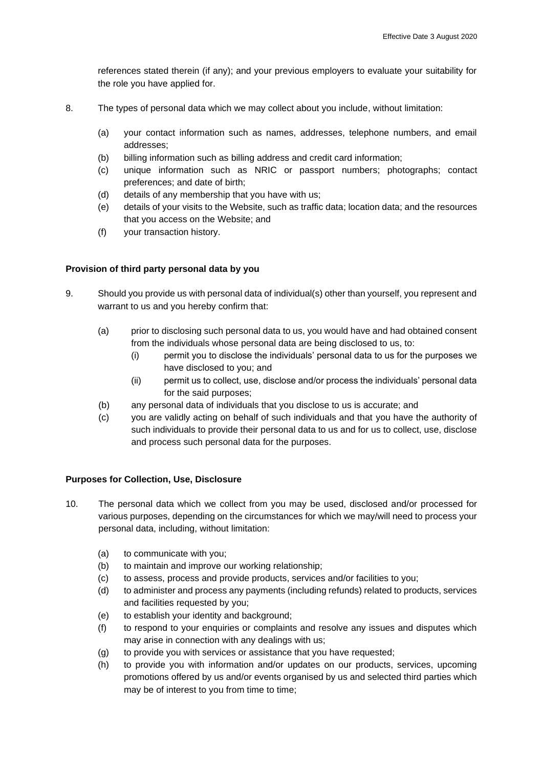references stated therein (if any); and your previous employers to evaluate your suitability for the role you have applied for.

8. The types of personal data which we may collect about you include, without limitation:

   (a) your contact information such as names, addresses, telephone numbers, and email addresses;
   (b) billing information such as billing address and credit card information;
   (c) unique information such as NRIC or passport numbers; photographs; contact preferences; and date of birth;
   (d) details of any membership that you have with us;
   (e) details of your visits to the Website, such as traffic data; location data; and the resources that you access on the Website; and
   (f) your transaction history.

**Provision of third party personal data by you**

9. Should you provide us with personal data of individual(s) other than yourself, you represent and warrant to us and you hereby confirm that:

   (a) prior to disclosing such personal data to us, you would have and had obtained consent from the individuals whose personal data are being disclosed to us, to:
       (i) permit you to disclose the individuals' personal data to us for the purposes we have disclosed to you; and
       (ii) permit us to collect, use, disclose and/or process the individuals' personal data for the said purposes;
   (b) any personal data of individuals that you disclose to us is accurate; and
   (c) you are validly acting on behalf of such individuals and that you have the authority of such individuals to provide their personal data to us and for us to collect, use, disclose and process such personal data for the purposes.

**Purposes for Collection, Use, Disclosure**

10. The personal data which we collect from you may be used, disclosed and/or processed for various purposes, depending on the circumstances for which we may/will need to process your personal data, including, without limitation:

    (a) to communicate with you;
    (b) to maintain and improve our working relationship;
    (c) to assess, process and provide products, services and/or facilities to you;
    (d) to administer and process any payments (including refunds) related to products, services and facilities requested by you;
    (e) to establish your identity and background;
    (f) to respond to your enquiries or complaints and resolve any issues and disputes which may arise in connection with any dealings with us;
    (g) to provide you with services or assistance that you have requested;
    (h) to provide you with information and/or updates on our products, services, upcoming promotions offered by us and/or events organised by us and selected third parties which may be of interest to you from time to time;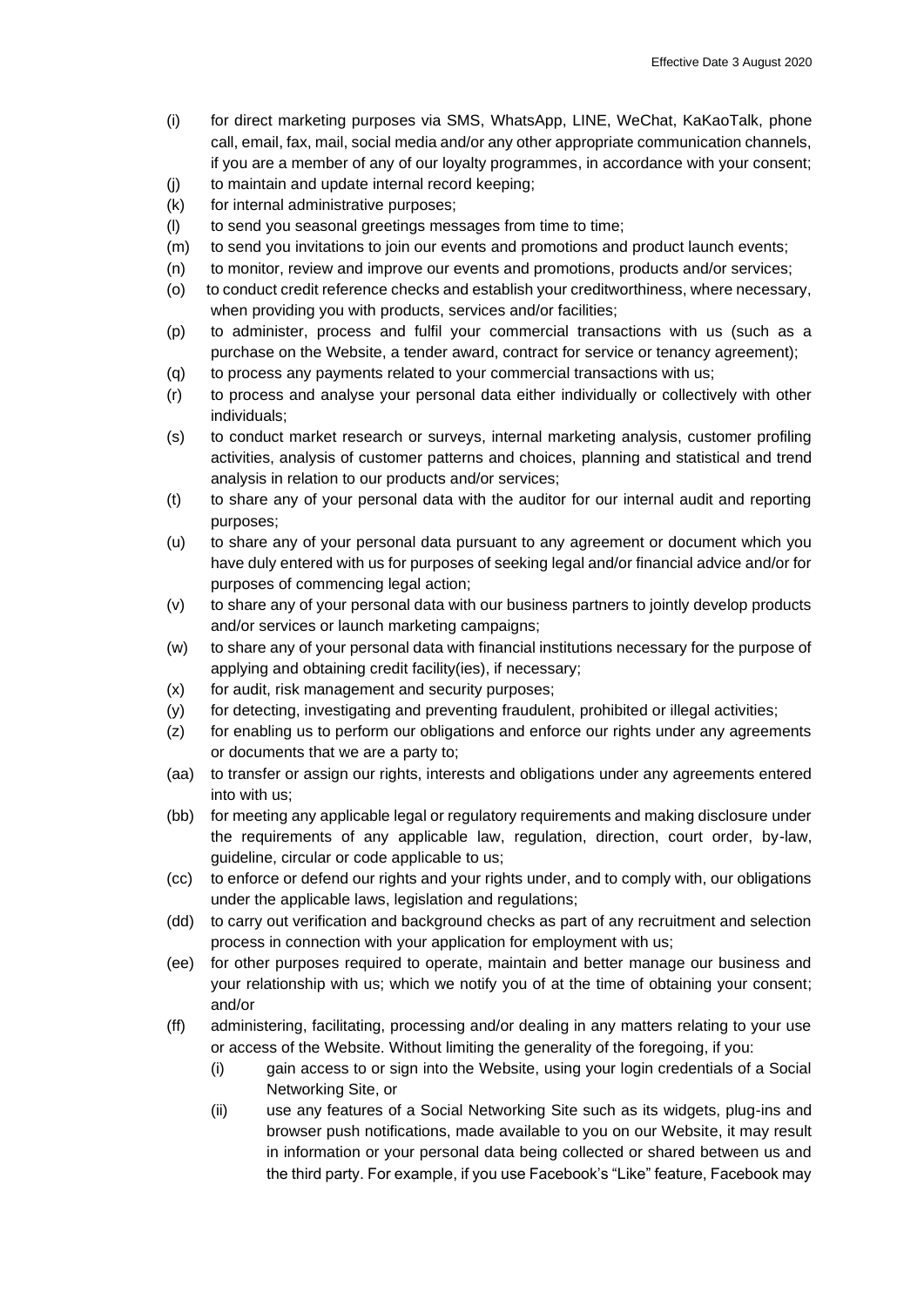(i) for direct marketing purposes via SMS, WhatsApp, LINE, WeChat, KaKaoTalk, phone call, email, fax, mail, social media and/or any other appropriate communication channels, if you are a member of any of our loyalty programmes, in accordance with your consent;

(j) to maintain and update internal record keeping;

(k) for internal administrative purposes;

(l) to send you seasonal greetings messages from time to time;

(m) to send you invitations to join our events and promotions and product launch events;

(n) to monitor, review and improve our events and promotions, products and/or services;

(o) to conduct credit reference checks and establish your creditworthiness, where necessary, when providing you with products, services and/or facilities;

(p) to administer, process and fulfil your commercial transactions with us (such as a purchase on the Website, a tender award, contract for service or tenancy agreement);

(q) to process any payments related to your commercial transactions with us;

(r) to process and analyse your personal data either individually or collectively with other individuals;

(s) to conduct market research or surveys, internal marketing analysis, customer profiling activities, analysis of customer patterns and choices, planning and statistical and trend analysis in relation to our products and/or services;

(t) to share any of your personal data with the auditor for our internal audit and reporting purposes;

(u) to share any of your personal data pursuant to any agreement or document which you have duly entered with us for purposes of seeking legal and/or financial advice and/or for purposes of commencing legal action;

(v) to share any of your personal data with our business partners to jointly develop products and/or services or launch marketing campaigns;

(w) to share any of your personal data with financial institutions necessary for the purpose of applying and obtaining credit facility(ies), if necessary;

(x) for audit, risk management and security purposes;

(y) for detecting, investigating and preventing fraudulent, prohibited or illegal activities;

(z) for enabling us to perform our obligations and enforce our rights under any agreements or documents that we are a party to;

(aa) to transfer or assign our rights, interests and obligations under any agreements entered into with us;

(bb) for meeting any applicable legal or regulatory requirements and making disclosure under the requirements of any applicable law, regulation, direction, court order, by-law, guideline, circular or code applicable to us;

(cc) to enforce or defend our rights and your rights under, and to comply with, our obligations under the applicable laws, legislation and regulations;

(dd) to carry out verification and background checks as part of any recruitment and selection process in connection with your application for employment with us;

(ee) for other purposes required to operate, maintain and better manage our business and your relationship with us; which we notify you of at the time of obtaining your consent; and/or

(ff) administering, facilitating, processing and/or dealing in any matters relating to your use or access of the Website. Without limiting the generality of the foregoing, if you:

    (i) gain access to or sign into the Website, using your login credentials of a Social Networking Site, or

    (ii) use any features of a Social Networking Site such as its widgets, plug-ins and browser push notifications, made available to you on our Website, it may result in information or your personal data being collected or shared between us and the third party. For example, if you use Facebook's "Like" feature, Facebook may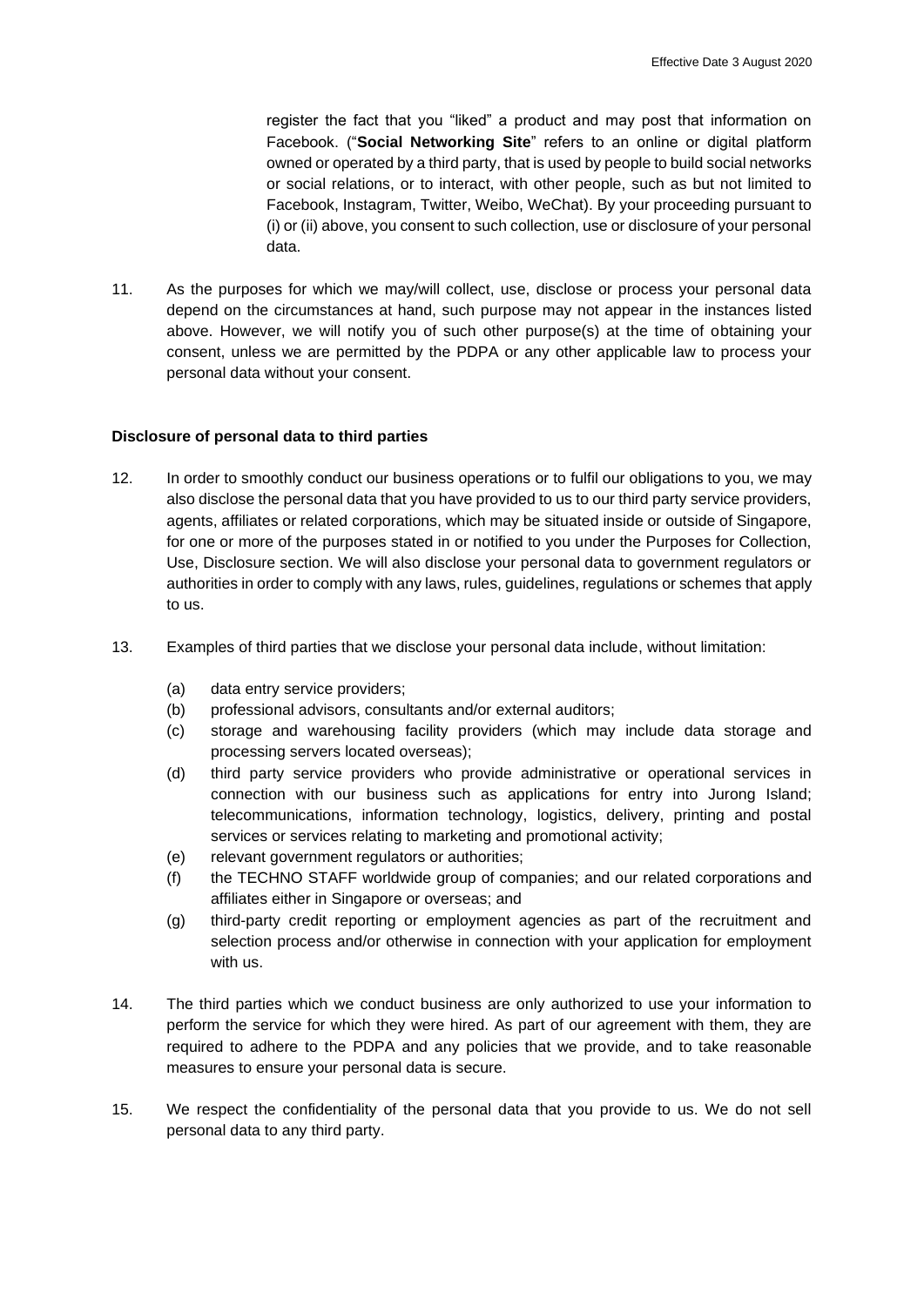register the fact that you "liked" a product and may post that information on Facebook. ("**Social Networking Site**" refers to an online or digital platform owned or operated by a third party, that is used by people to build social networks or social relations, or to interact, with other people, such as but not limited to Facebook, Instagram, Twitter, Weibo, WeChat). By your proceeding pursuant to (i) or (ii) above, you consent to such collection, use or disclosure of your personal data.

11. As the purposes for which we may/will collect, use, disclose or process your personal data depend on the circumstances at hand, such purpose may not appear in the instances listed above. However, we will notify you of such other purpose(s) at the time of obtaining your consent, unless we are permitted by the PDPA or any other applicable law to process your personal data without your consent.

**Disclosure of personal data to third parties**

12. In order to smoothly conduct our business operations or to fulfil our obligations to you, we may also disclose the personal data that you have provided to us to our third party service providers, agents, affiliates or related corporations, which may be situated inside or outside of Singapore, for one or more of the purposes stated in or notified to you under the Purposes for Collection, Use, Disclosure section. We will also disclose your personal data to government regulators or authorities in order to comply with any laws, rules, guidelines, regulations or schemes that apply to us.

13. Examples of third parties that we disclose your personal data include, without limitation:

    (a) data entry service providers;
    (b) professional advisors, consultants and/or external auditors;
    (c) storage and warehousing facility providers (which may include data storage and processing servers located overseas);
    (d) third party service providers who provide administrative or operational services in connection with our business such as applications for entry into Jurong Island; telecommunications, information technology, logistics, delivery, printing and postal services or services relating to marketing and promotional activity;
    (e) relevant government regulators or authorities;
    (f) the TECHNO STAFF worldwide group of companies; and our related corporations and affiliates either in Singapore or overseas; and
    (g) third-party credit reporting or employment agencies as part of the recruitment and selection process and/or otherwise in connection with your application for employment with us.

14. The third parties which we conduct business are only authorized to use your information to perform the service for which they were hired. As part of our agreement with them, they are required to adhere to the PDPA and any policies that we provide, and to take reasonable measures to ensure your personal data is secure.

15. We respect the confidentiality of the personal data that you provide to us. We do not sell personal data to any third party.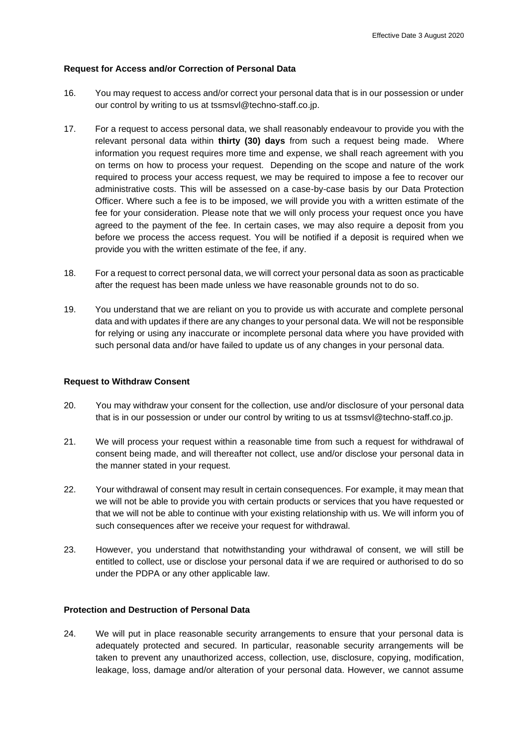### Request for Access and/or Correction of Personal Data

16. You may request to access and/or correct your personal data that is in our possession or under our control by writing to us at tssmsvl@techno-staff.co.jp.

17. For a request to access personal data, we shall reasonably endeavour to provide you with the relevant personal data within **thirty (30) days** from such a request being made. Where information you request requires more time and expense, we shall reach agreement with you on terms on how to process your request. Depending on the scope and nature of the work required to process your access request, we may be required to impose a fee to recover our administrative costs. This will be assessed on a case-by-case basis by our Data Protection Officer. Where such a fee is to be imposed, we will provide you with a written estimate of the fee for your consideration. Please note that we will only process your request once you have agreed to the payment of the fee. In certain cases, we may also require a deposit from you before we process the access request. You will be notified if a deposit is required when we provide you with the written estimate of the fee, if any.

18. For a request to correct personal data, we will correct your personal data as soon as practicable after the request has been made unless we have reasonable grounds not to do so.

19. You understand that we are reliant on you to provide us with accurate and complete personal data and with updates if there are any changes to your personal data. We will not be responsible for relying or using any inaccurate or incomplete personal data where you have provided with such personal data and/or have failed to update us of any changes in your personal data.

### Request to Withdraw Consent

20. You may withdraw your consent for the collection, use and/or disclosure of your personal data that is in our possession or under our control by writing to us at tssmsvl@techno-staff.co.jp.

21. We will process your request within a reasonable time from such a request for withdrawal of consent being made, and will thereafter not collect, use and/or disclose your personal data in the manner stated in your request.

22. Your withdrawal of consent may result in certain consequences. For example, it may mean that we will not be able to provide you with certain products or services that you have requested or that we will not be able to continue with your existing relationship with us. We will inform you of such consequences after we receive your request for withdrawal.

23. However, you understand that notwithstanding your withdrawal of consent, we will still be entitled to collect, use or disclose your personal data if we are required or authorised to do so under the PDPA or any other applicable law.

### Protection and Destruction of Personal Data

24. We will put in place reasonable security arrangements to ensure that your personal data is adequately protected and secured. In particular, reasonable security arrangements will be taken to prevent any unauthorized access, collection, use, disclosure, copying, modification, leakage, loss, damage and/or alteration of your personal data. However, we cannot assume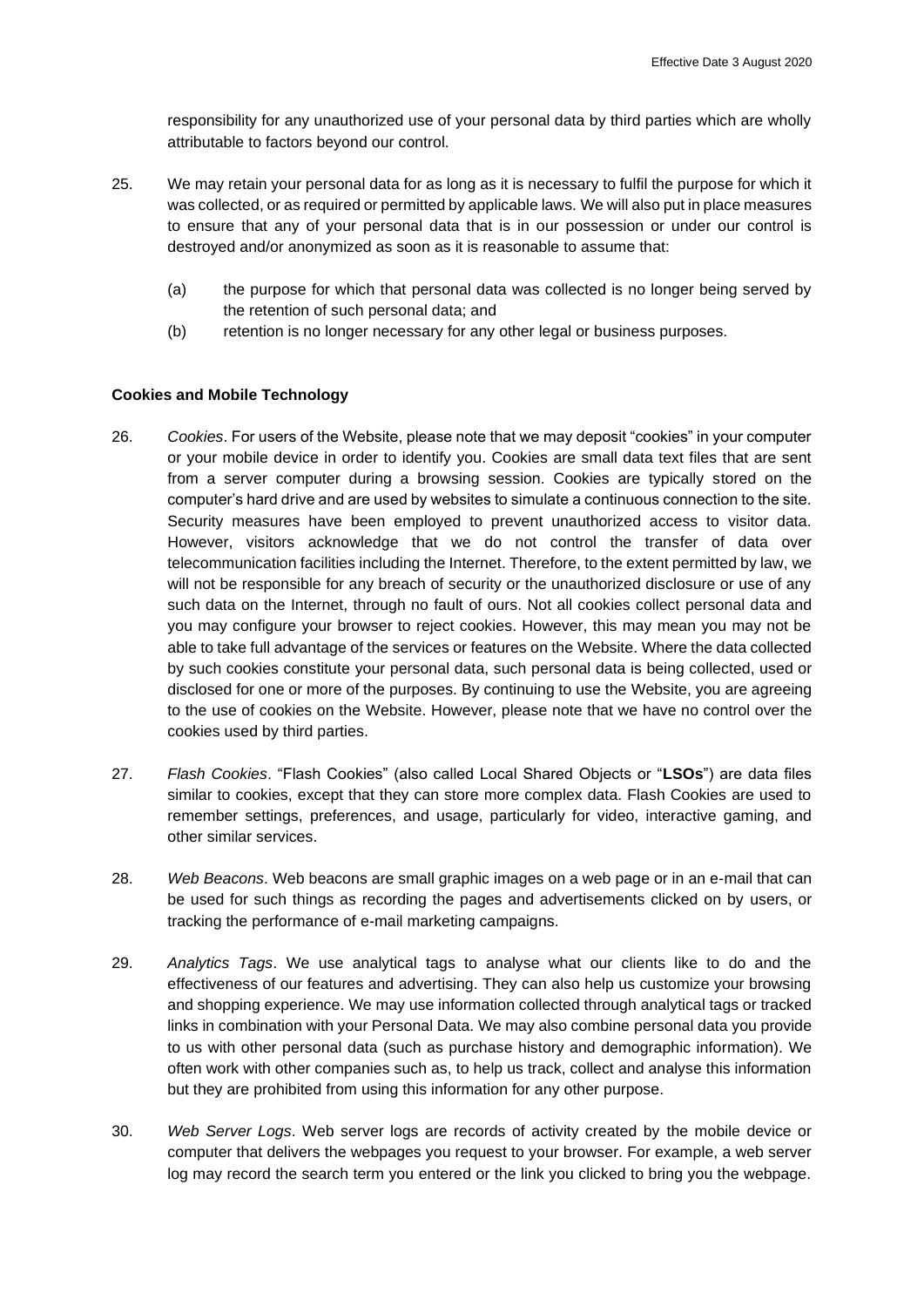responsibility for any unauthorized use of your personal data by third parties which are wholly attributable to factors beyond our control.

25. We may retain your personal data for as long as it is necessary to fulfil the purpose for which it was collected, or as required or permitted by applicable laws. We will also put in place measures to ensure that any of your personal data that is in our possession or under our control is destroyed and/or anonymized as soon as it is reasonable to assume that:

    (a) the purpose for which that personal data was collected is no longer being served by the retention of such personal data; and

    (b) retention is no longer necessary for any other legal or business purposes.

**Cookies and Mobile Technology**

26. *Cookies*. For users of the Website, please note that we may deposit "cookies" in your computer or your mobile device in order to identify you. Cookies are small data text files that are sent from a server computer during a browsing session. Cookies are typically stored on the computer's hard drive and are used by websites to simulate a continuous connection to the site. Security measures have been employed to prevent unauthorized access to visitor data. However, visitors acknowledge that we do not control the transfer of data over telecommunication facilities including the Internet. Therefore, to the extent permitted by law, we will not be responsible for any breach of security or the unauthorized disclosure or use of any such data on the Internet, through no fault of ours. Not all cookies collect personal data and you may configure your browser to reject cookies. However, this may mean you may not be able to take full advantage of the services or features on the Website. Where the data collected by such cookies constitute your personal data, such personal data is being collected, used or disclosed for one or more of the purposes. By continuing to use the Website, you are agreeing to the use of cookies on the Website. However, please note that we have no control over the cookies used by third parties.

27. *Flash Cookies*. "Flash Cookies" (also called Local Shared Objects or "**LSOs**") are data files similar to cookies, except that they can store more complex data. Flash Cookies are used to remember settings, preferences, and usage, particularly for video, interactive gaming, and other similar services.

28. *Web Beacons*. Web beacons are small graphic images on a web page or in an e-mail that can be used for such things as recording the pages and advertisements clicked on by users, or tracking the performance of e-mail marketing campaigns.

29. *Analytics Tags*. We use analytical tags to analyse what our clients like to do and the effectiveness of our features and advertising. They can also help us customize your browsing and shopping experience. We may use information collected through analytical tags or tracked links in combination with your Personal Data. We may also combine personal data you provide to us with other personal data (such as purchase history and demographic information). We often work with other companies such as, to help us track, collect and analyse this information but they are prohibited from using this information for any other purpose.

30. *Web Server Logs*. Web server logs are records of activity created by the mobile device or computer that delivers the webpages you request to your browser. For example, a web server log may record the search term you entered or the link you clicked to bring you the webpage.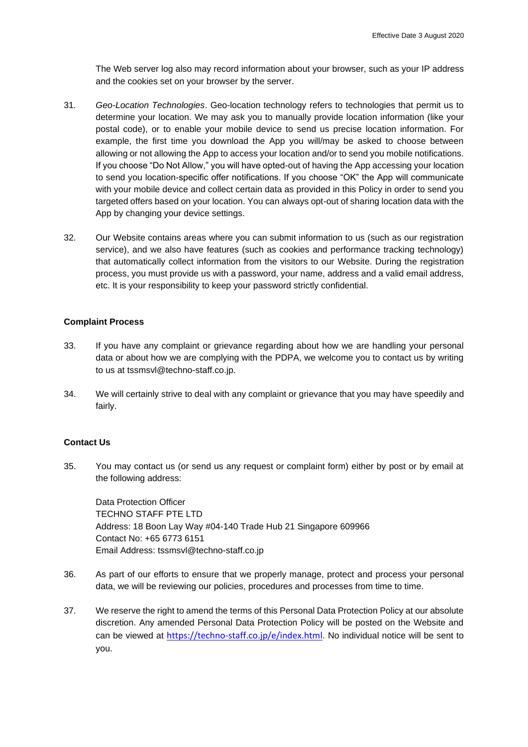The Web server log also may record information about your browser, such as your IP address and the cookies set on your browser by the server.

31. *Geo-Location Technologies*. Geo-location technology refers to technologies that permit us to determine your location. We may ask you to manually provide location information (like your postal code), or to enable your mobile device to send us precise location information. For example, the first time you download the App you will/may be asked to choose between allowing or not allowing the App to access your location and/or to send you mobile notifications. If you choose "Do Not Allow," you will have opted-out of having the App accessing your location to send you location-specific offer notifications. If you choose "OK" the App will communicate with your mobile device and collect certain data as provided in this Policy in order to send you targeted offers based on your location. You can always opt-out of sharing location data with the App by changing your device settings.

32. Our Website contains areas where you can submit information to us (such as our registration service), and we also have features (such as cookies and performance tracking technology) that automatically collect information from the visitors to our Website. During the registration process, you must provide us with a password, your name, address and a valid email address, etc. It is your responsibility to keep your password strictly confidential.

**Complaint Process**

33. If you have any complaint or grievance regarding about how we are handling your personal data or about how we are complying with the PDPA, we welcome you to contact us by writing to us at tssmsvl@techno-staff.co.jp.

34. We will certainly strive to deal with any complaint or grievance that you may have speedily and fairly.

**Contact Us**

35. You may contact us (or send us any request or complaint form) either by post or by email at the following address:

    Data Protection Officer
    TECHNO STAFF PTE LTD
    Address: 18 Boon Lay Way #04-140 Trade Hub 21 Singapore 609966
    Contact No: +65 6773 6151
    Email Address: tssmsvl@techno-staff.co.jp

36. As part of our efforts to ensure that we properly manage, protect and process your personal data, we will be reviewing our policies, procedures and processes from time to time.

37. We reserve the right to amend the terms of this Personal Data Protection Policy at our absolute discretion. Any amended Personal Data Protection Policy will be posted on the Website and can be viewed at https://techno-staff.co.jp/e/index.html. No individual notice will be sent to you.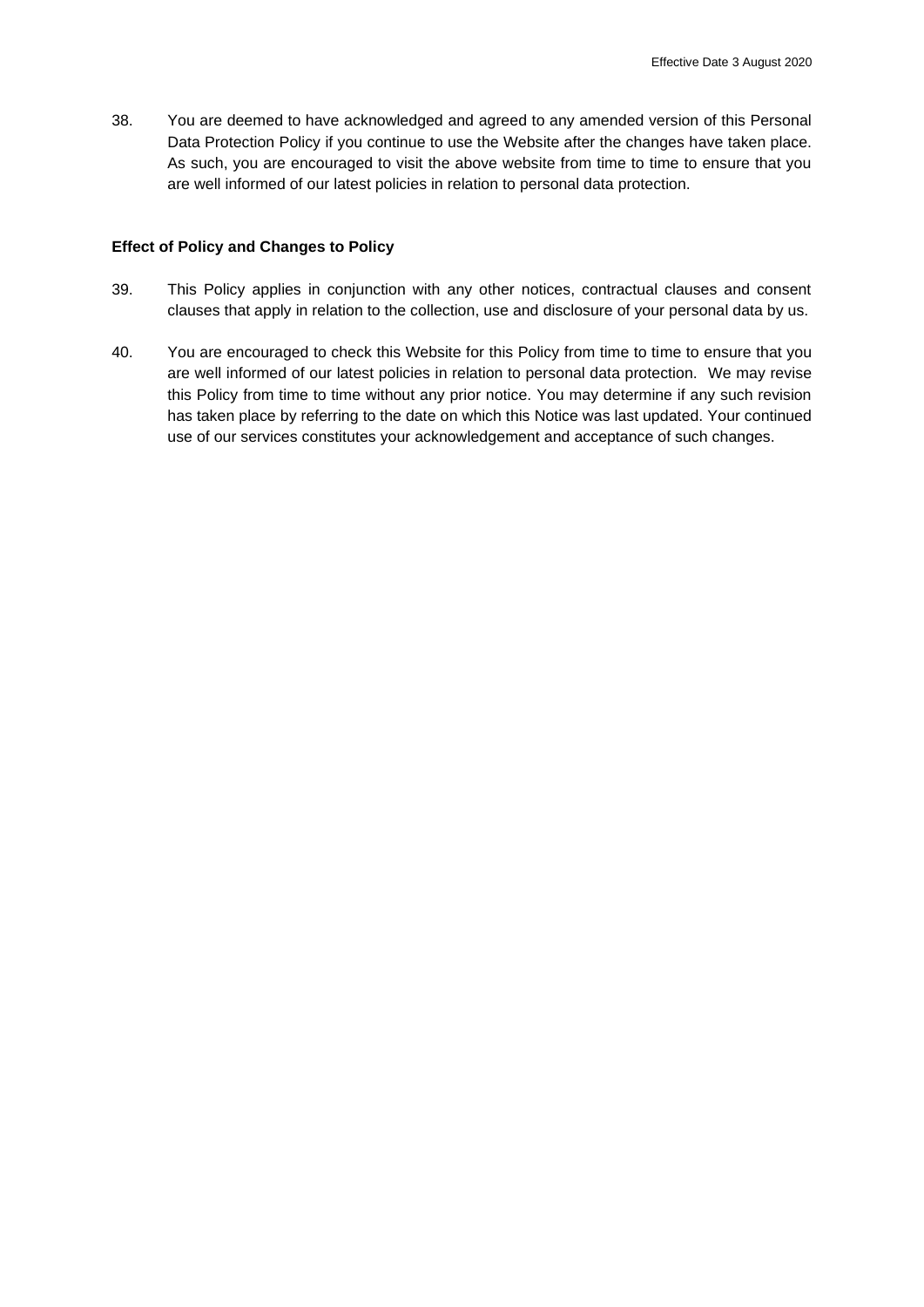38. You are deemed to have acknowledged and agreed to any amended version of this Personal Data Protection Policy if you continue to use the Website after the changes have taken place. As such, you are encouraged to visit the above website from time to time to ensure that you are well informed of our latest policies in relation to personal data protection.

**Effect of Policy and Changes to Policy**

39. This Policy applies in conjunction with any other notices, contractual clauses and consent clauses that apply in relation to the collection, use and disclosure of your personal data by us.

40. You are encouraged to check this Website for this Policy from time to time to ensure that you are well informed of our latest policies in relation to personal data protection. We may revise this Policy from time to time without any prior notice. You may determine if any such revision has taken place by referring to the date on which this Notice was last updated. Your continued use of our services constitutes your acknowledgement and acceptance of such changes.